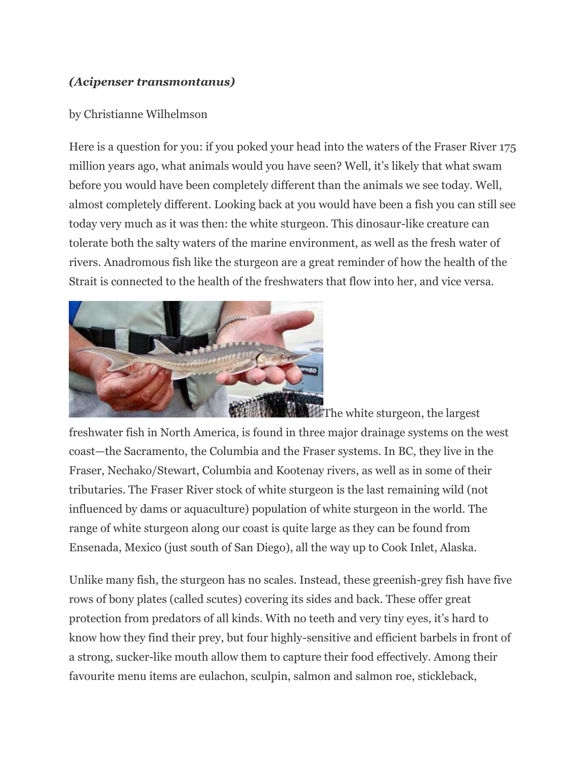***(Acipenser transmontanus)***

by Christianne Wilhelmson

Here is a question for you: if you poked your head into the waters of the Fraser River 175 million years ago, what animals would you have seen? Well, it's likely that what swam before you would have been completely different than the animals we see today. Well, almost completely different. Looking back at you would have been a fish you can still see today very much as it was then: the white sturgeon. This dinosaur-like creature can tolerate both the salty waters of the marine environment, as well as the fresh water of rivers. Anadromous fish like the sturgeon are a great reminder of how the health of the Strait is connected to the health of the freshwaters that flow into her, and vice versa.

The white sturgeon, the largest freshwater fish in North America, is found in three major drainage systems on the west coast—the Sacramento, the Columbia and the Fraser systems. In BC, they live in the Fraser, Nechako/Stewart, Columbia and Kootenay rivers, as well as in some of their tributaries. The Fraser River stock of white sturgeon is the last remaining wild (not influenced by dams or aquaculture) population of white sturgeon in the world. The range of white sturgeon along our coast is quite large as they can be found from Ensenada, Mexico (just south of San Diego), all the way up to Cook Inlet, Alaska.

Unlike many fish, the sturgeon has no scales. Instead, these greenish-grey fish have five rows of bony plates (called scutes) covering its sides and back. These offer great protection from predators of all kinds. With no teeth and very tiny eyes, it's hard to know how they find their prey, but four highly-sensitive and efficient barbels in front of a strong, sucker-like mouth allow them to capture their food effectively. Among their favourite menu items are eulachon, sculpin, salmon and salmon roe, stickleback,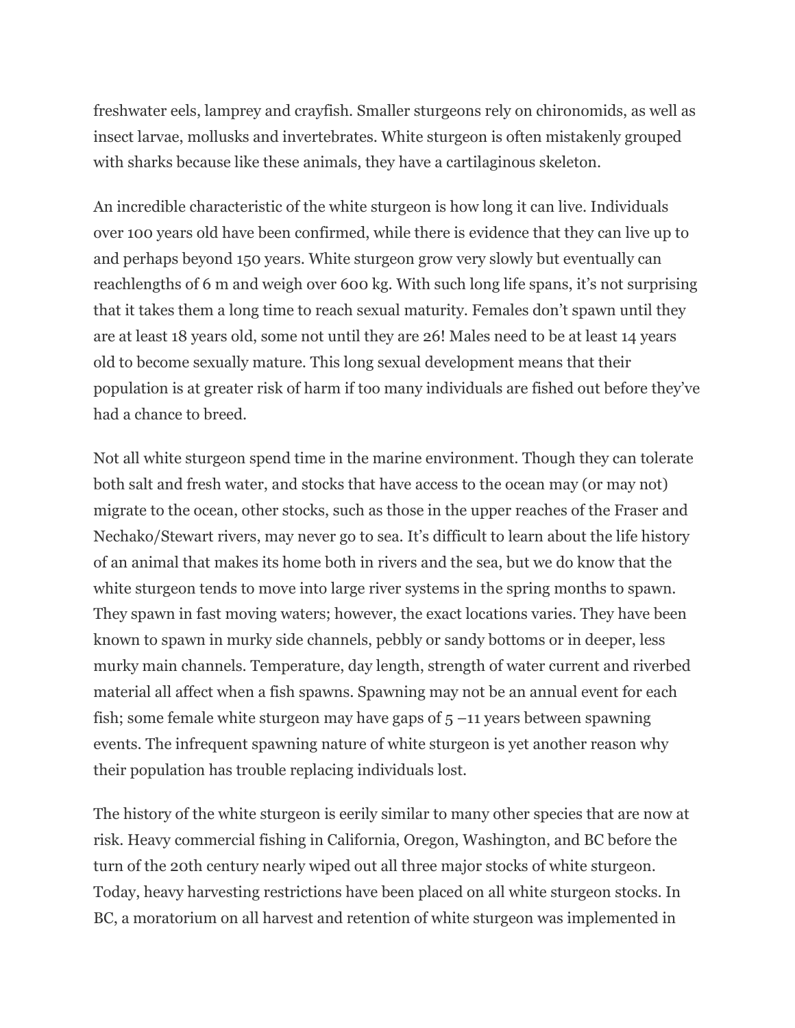freshwater eels, lamprey and crayfish. Smaller sturgeons rely on chironomids, as well as insect larvae, mollusks and invertebrates. White sturgeon is often mistakenly grouped with sharks because like these animals, they have a cartilaginous skeleton.

An incredible characteristic of the white sturgeon is how long it can live. Individuals over 100 years old have been confirmed, while there is evidence that they can live up to and perhaps beyond 150 years. White sturgeon grow very slowly but eventually can reachlengths of 6 m and weigh over 600 kg. With such long life spans, it's not surprising that it takes them a long time to reach sexual maturity. Females don't spawn until they are at least 18 years old, some not until they are 26! Males need to be at least 14 years old to become sexually mature. This long sexual development means that their population is at greater risk of harm if too many individuals are fished out before they've had a chance to breed.

Not all white sturgeon spend time in the marine environment. Though they can tolerate both salt and fresh water, and stocks that have access to the ocean may (or may not) migrate to the ocean, other stocks, such as those in the upper reaches of the Fraser and Nechako/Stewart rivers, may never go to sea. It's difficult to learn about the life history of an animal that makes its home both in rivers and the sea, but we do know that the white sturgeon tends to move into large river systems in the spring months to spawn. They spawn in fast moving waters; however, the exact locations varies. They have been known to spawn in murky side channels, pebbly or sandy bottoms or in deeper, less murky main channels. Temperature, day length, strength of water current and riverbed material all affect when a fish spawns. Spawning may not be an annual event for each fish; some female white sturgeon may have gaps of 5 –11 years between spawning events. The infrequent spawning nature of white sturgeon is yet another reason why their population has trouble replacing individuals lost.

The history of the white sturgeon is eerily similar to many other species that are now at risk. Heavy commercial fishing in California, Oregon, Washington, and BC before the turn of the 20th century nearly wiped out all three major stocks of white sturgeon. Today, heavy harvesting restrictions have been placed on all white sturgeon stocks. In BC, a moratorium on all harvest and retention of white sturgeon was implemented in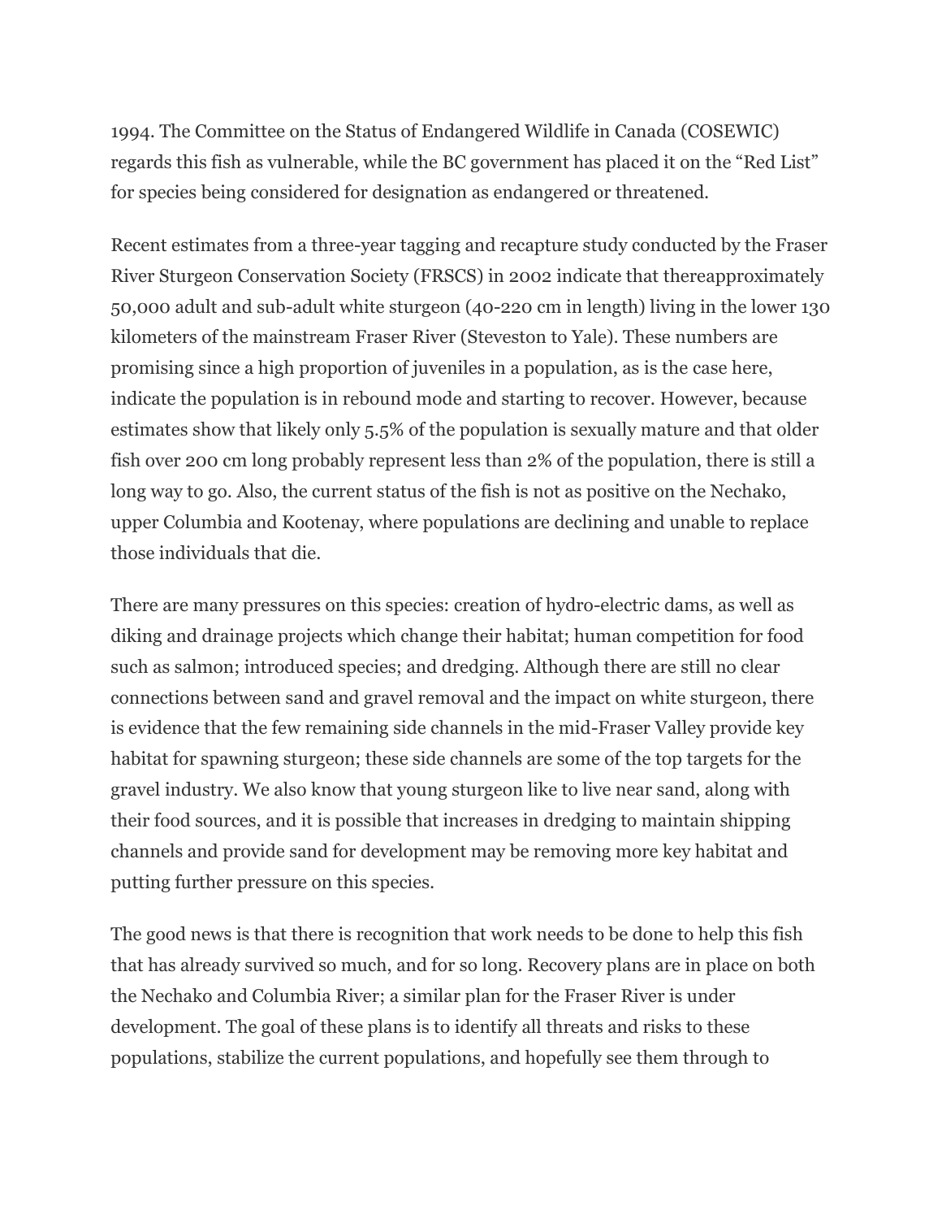1994. The Committee on the Status of Endangered Wildlife in Canada (COSEWIC) regards this fish as vulnerable, while the BC government has placed it on the “Red List” for species being considered for designation as endangered or threatened.

Recent estimates from a three-year tagging and recapture study conducted by the Fraser River Sturgeon Conservation Society (FRSCS) in 2002 indicate that thereapproximately 50,000 adult and sub-adult white sturgeon (40-220 cm in length) living in the lower 130 kilometers of the mainstream Fraser River (Steveston to Yale). These numbers are promising since a high proportion of juveniles in a population, as is the case here, indicate the population is in rebound mode and starting to recover. However, because estimates show that likely only 5.5% of the population is sexually mature and that older fish over 200 cm long probably represent less than 2% of the population, there is still a long way to go. Also, the current status of the fish is not as positive on the Nechako, upper Columbia and Kootenay, where populations are declining and unable to replace those individuals that die.

There are many pressures on this species: creation of hydro-electric dams, as well as diking and drainage projects which change their habitat; human competition for food such as salmon; introduced species; and dredging. Although there are still no clear connections between sand and gravel removal and the impact on white sturgeon, there is evidence that the few remaining side channels in the mid-Fraser Valley provide key habitat for spawning sturgeon; these side channels are some of the top targets for the gravel industry. We also know that young sturgeon like to live near sand, along with their food sources, and it is possible that increases in dredging to maintain shipping channels and provide sand for development may be removing more key habitat and putting further pressure on this species.

The good news is that there is recognition that work needs to be done to help this fish that has already survived so much, and for so long. Recovery plans are in place on both the Nechako and Columbia River; a similar plan for the Fraser River is under development. The goal of these plans is to identify all threats and risks to these populations, stabilize the current populations, and hopefully see them through to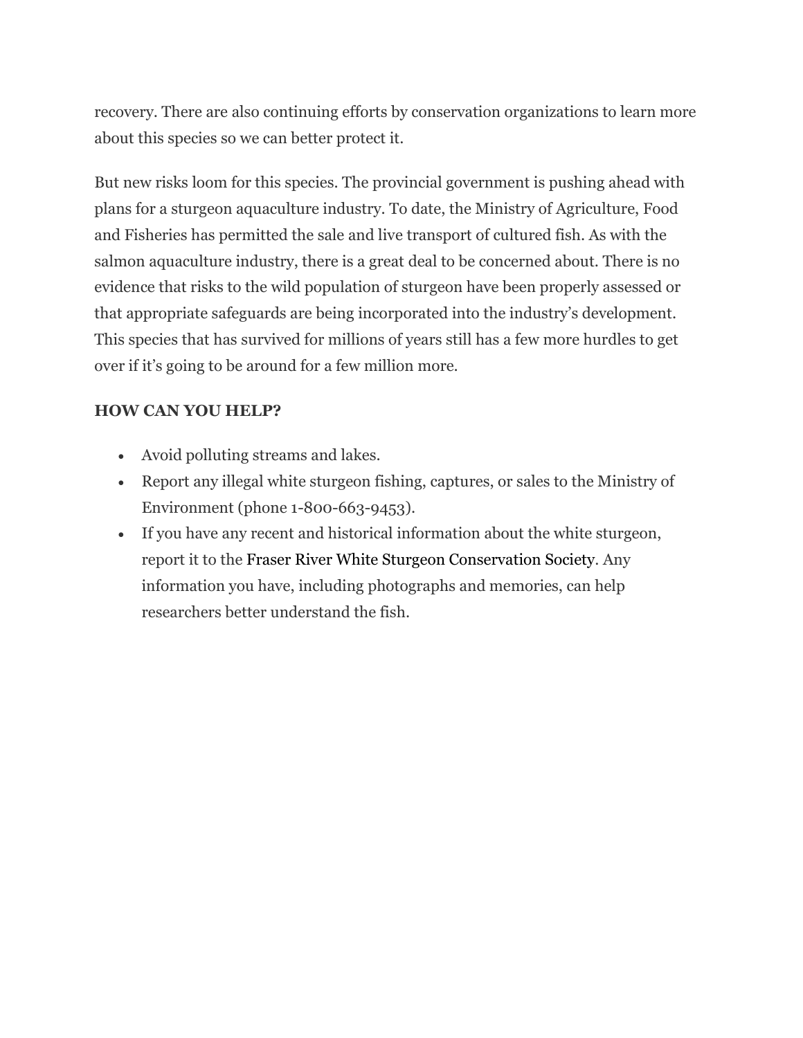recovery. There are also continuing efforts by conservation organizations to learn more about this species so we can better protect it.

But new risks loom for this species. The provincial government is pushing ahead with plans for a sturgeon aquaculture industry. To date, the Ministry of Agriculture, Food and Fisheries has permitted the sale and live transport of cultured fish. As with the salmon aquaculture industry, there is a great deal to be concerned about. There is no evidence that risks to the wild population of sturgeon have been properly assessed or that appropriate safeguards are being incorporated into the industry's development. This species that has survived for millions of years still has a few more hurdles to get over if it's going to be around for a few million more.

**HOW CAN YOU HELP?**

- Avoid polluting streams and lakes.
- Report any illegal white sturgeon fishing, captures, or sales to the Ministry of Environment (phone 1-800-663-9453).
- If you have any recent and historical information about the white sturgeon, report it to the Fraser River White Sturgeon Conservation Society. Any information you have, including photographs and memories, can help researchers better understand the fish.